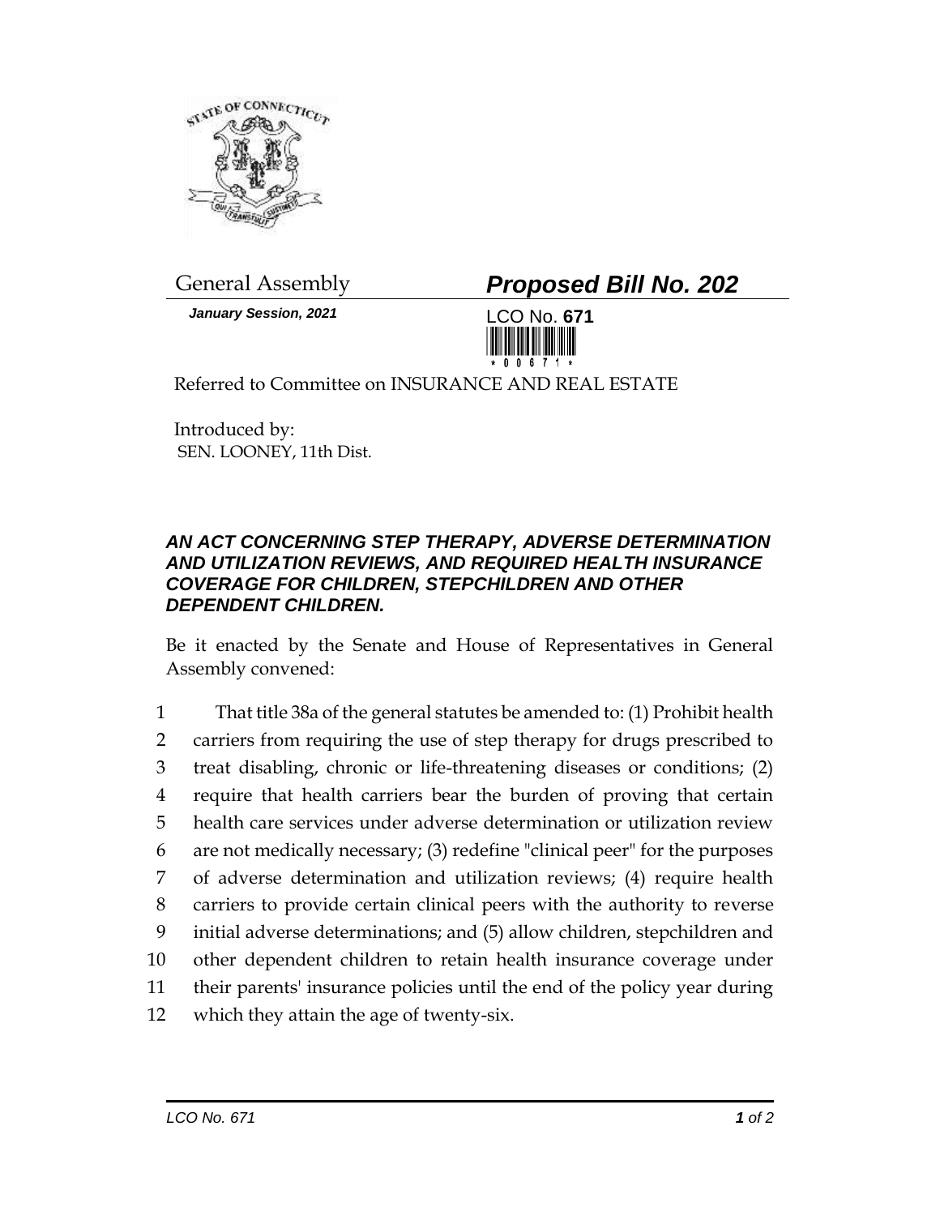General Assembly

***Proposed Bill No. 202***

***January Session, 2021***

LCO No. **671**

Referred to Committee on INSURANCE AND REAL ESTATE

Introduced by:
SEN. LOONEY, 11th Dist.

### *AN ACT CONCERNING STEP THERAPY, ADVERSE DETERMINATION AND UTILIZATION REVIEWS, AND REQUIRED HEALTH INSURANCE COVERAGE FOR CHILDREN, STEPCHILDREN AND OTHER DEPENDENT CHILDREN.*

Be it enacted by the Senate and House of Representatives in General Assembly convened:

1 That title 38a of the general statutes be amended to: (1) Prohibit health
2 carriers from requiring the use of step therapy for drugs prescribed to
3 treat disabling, chronic or life-threatening diseases or conditions; (2)
4 require that health carriers bear the burden of proving that certain
5 health care services under adverse determination or utilization review
6 are not medically necessary; (3) redefine "clinical peer" for the purposes
7 of adverse determination and utilization reviews; (4) require health
8 carriers to provide certain clinical peers with the authority to reverse
9 initial adverse determinations; and (5) allow children, stepchildren and
10 other dependent children to retain health insurance coverage under
11 their parents' insurance policies until the end of the policy year during
12 which they attain the age of twenty-six.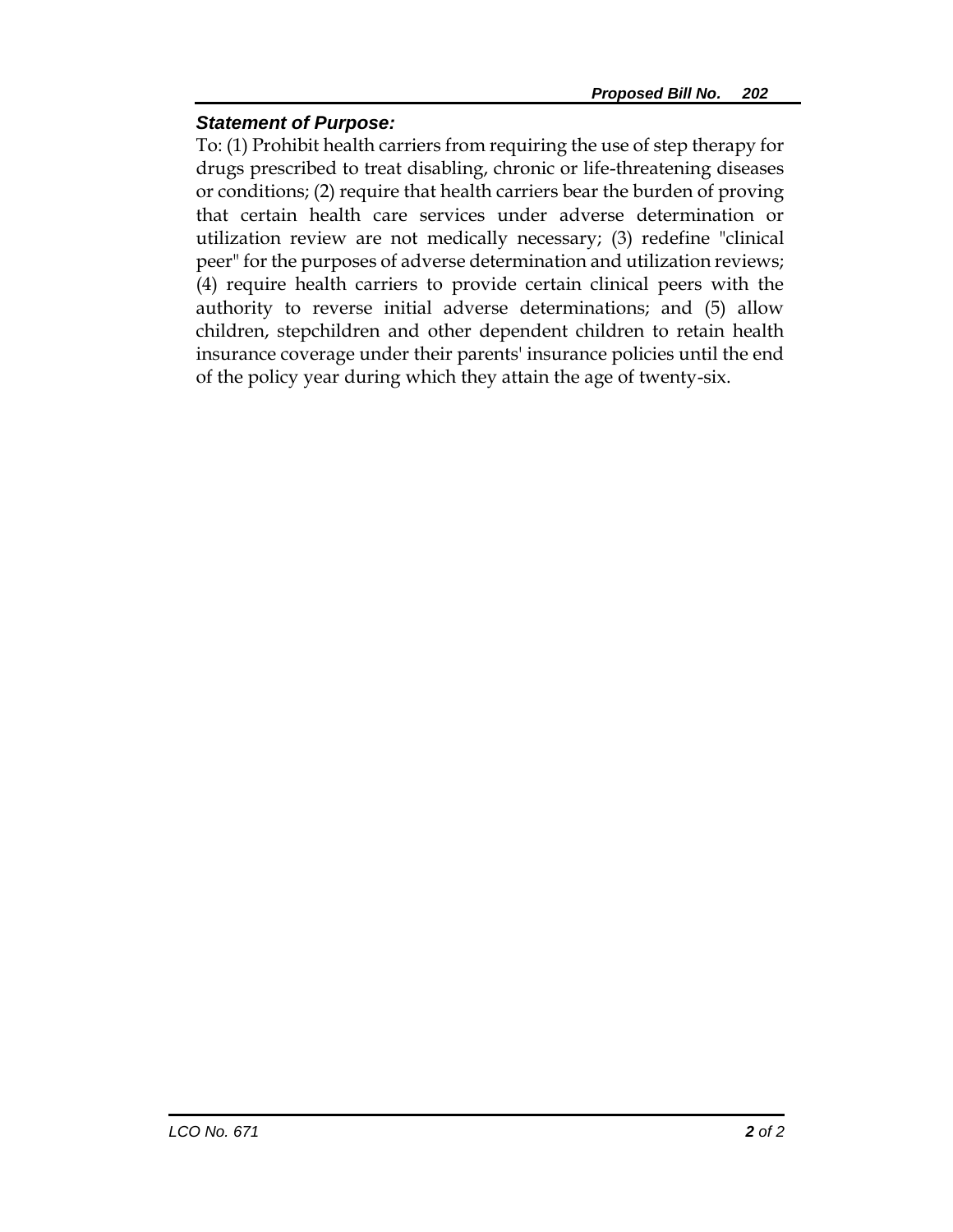### *Statement of Purpose:*

To: (1) Prohibit health carriers from requiring the use of step therapy for drugs prescribed to treat disabling, chronic or life-threatening diseases or conditions; (2) require that health carriers bear the burden of proving that certain health care services under adverse determination or utilization review are not medically necessary; (3) redefine "clinical peer" for the purposes of adverse determination and utilization reviews; (4) require health carriers to provide certain clinical peers with the authority to reverse initial adverse determinations; and (5) allow children, stepchildren and other dependent children to retain health insurance coverage under their parents' insurance policies until the end of the policy year during which they attain the age of twenty-six.